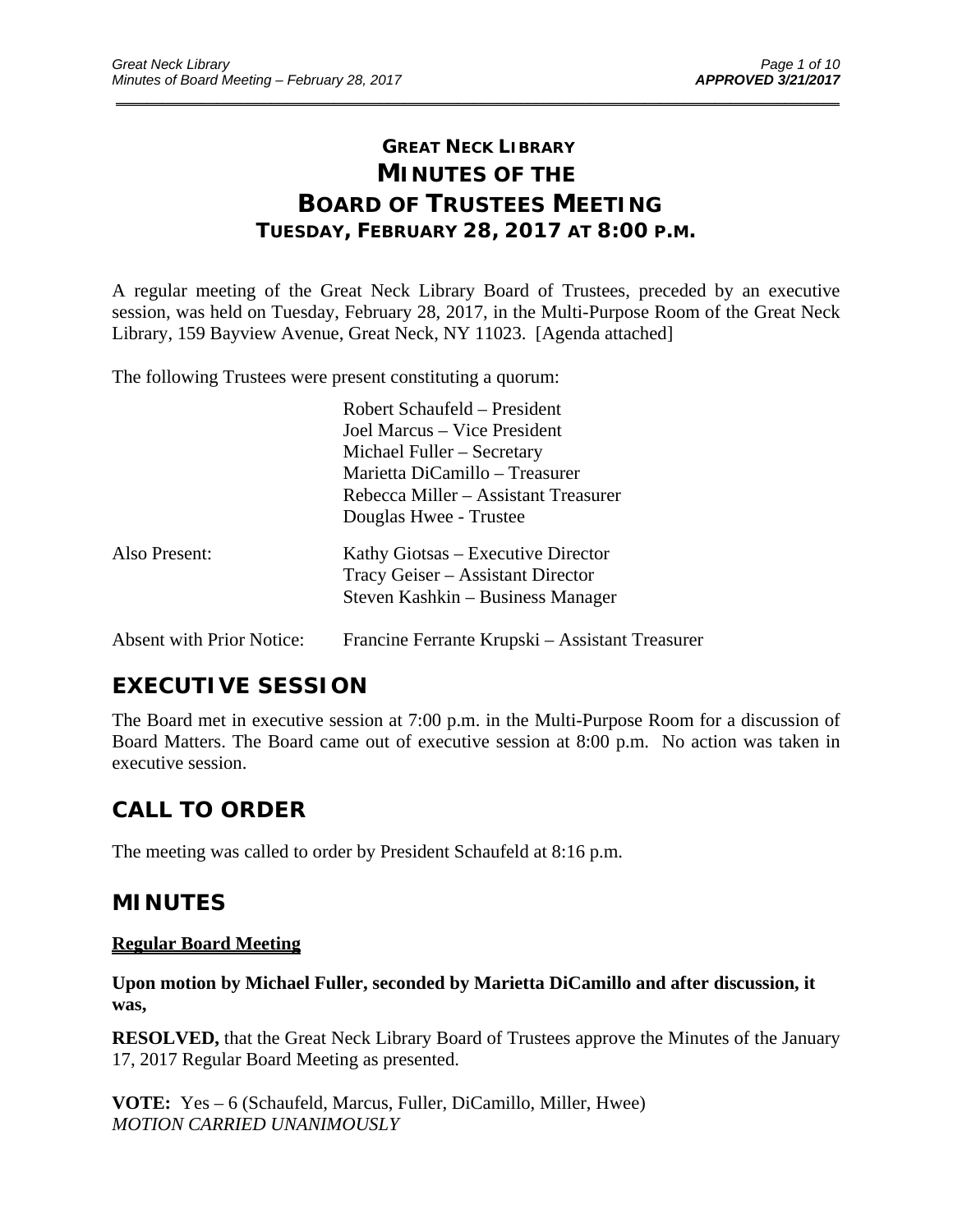# GREAT NECK LIBRARY
# MINUTES OF THE BOARD OF TRUSTEES MEETING
### TUESDAY, FEBRUARY 28, 2017 AT 8:00 P.M.

A regular meeting of the Great Neck Library Board of Trustees, preceded by an executive session, was held on Tuesday, February 28, 2017, in the Multi-Purpose Room of the Great Neck Library, 159 Bayview Avenue, Great Neck, NY 11023. [Agenda attached]

The following Trustees were present constituting a quorum:

Robert Schaufeld – President
Joel Marcus – Vice President
Michael Fuller – Secretary
Marietta DiCamillo – Treasurer
Rebecca Miller – Assistant Treasurer
Douglas Hwee - Trustee

Also Present:

Kathy Giotsas – Executive Director
Tracy Geiser – Assistant Director
Steven Kashkin – Business Manager

Absent with Prior Notice: Francine Ferrante Krupski – Assistant Treasurer

## EXECUTIVE SESSION

The Board met in executive session at 7:00 p.m. in the Multi-Purpose Room for a discussion of Board Matters. The Board came out of executive session at 8:00 p.m. No action was taken in executive session.

## CALL TO ORDER

The meeting was called to order by President Schaufeld at 8:16 p.m.

## MINUTES

**Regular Board Meeting**

**Upon motion by Michael Fuller, seconded by Marietta DiCamillo and after discussion, it was,**

**RESOLVED,** that the Great Neck Library Board of Trustees approve the Minutes of the January 17, 2017 Regular Board Meeting as presented.

**VOTE:** Yes – 6 (Schaufeld, Marcus, Fuller, DiCamillo, Miller, Hwee)
*MOTION CARRIED UNANIMOUSLY*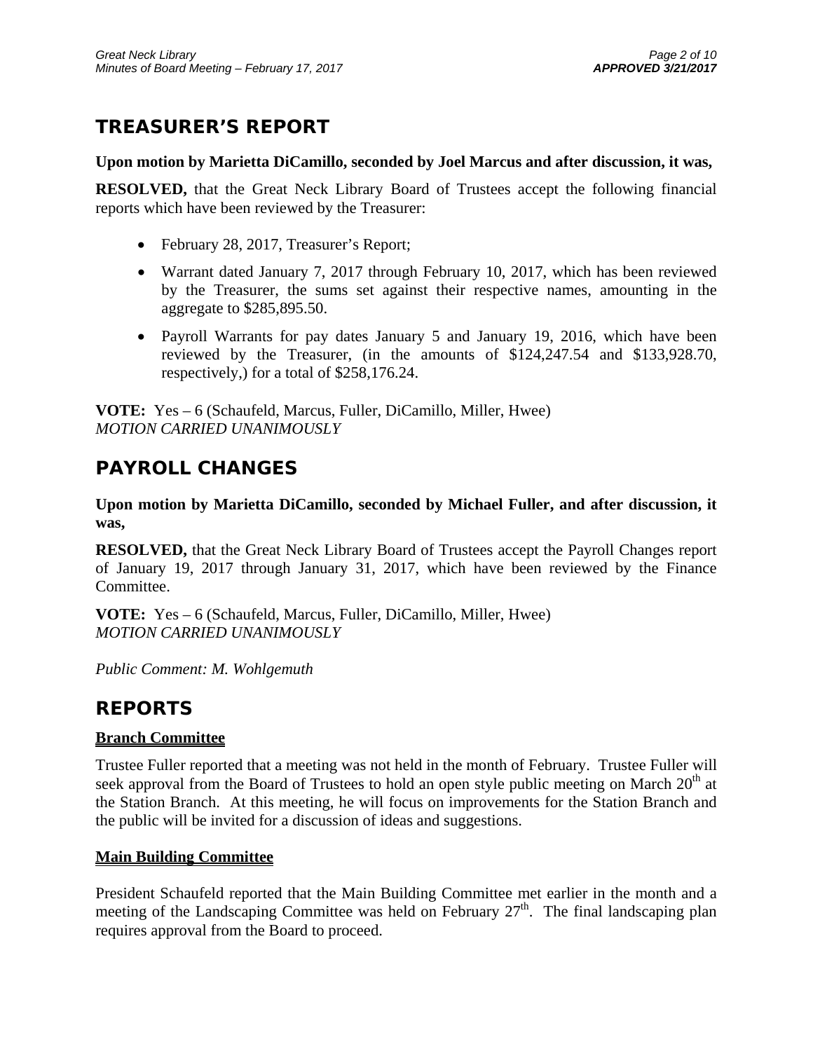## TREASURER'S REPORT

**Upon motion by Marietta DiCamillo, seconded by Joel Marcus and after discussion, it was,**

**RESOLVED,** that the Great Neck Library Board of Trustees accept the following financial reports which have been reviewed by the Treasurer:

- February 28, 2017, Treasurer's Report;
- Warrant dated January 7, 2017 through February 10, 2017, which has been reviewed by the Treasurer, the sums set against their respective names, amounting in the aggregate to $285,895.50.
- Payroll Warrants for pay dates January 5 and January 19, 2016, which have been reviewed by the Treasurer, (in the amounts of $124,247.54 and $133,928.70, respectively,) for a total of $258,176.24.

**VOTE:** Yes – 6 (Schaufeld, Marcus, Fuller, DiCamillo, Miller, Hwee)
*MOTION CARRIED UNANIMOUSLY*

## PAYROLL CHANGES

**Upon motion by Marietta DiCamillo, seconded by Michael Fuller, and after discussion, it was,**

**RESOLVED,** that the Great Neck Library Board of Trustees accept the Payroll Changes report of January 19, 2017 through January 31, 2017, which have been reviewed by the Finance Committee.

**VOTE:** Yes – 6 (Schaufeld, Marcus, Fuller, DiCamillo, Miller, Hwee)
*MOTION CARRIED UNANIMOUSLY*

*Public Comment: M. Wohlgemuth*

## REPORTS

### Branch Committee

Trustee Fuller reported that a meeting was not held in the month of February. Trustee Fuller will seek approval from the Board of Trustees to hold an open style public meeting on March 20th at the Station Branch. At this meeting, he will focus on improvements for the Station Branch and the public will be invited for a discussion of ideas and suggestions.

### Main Building Committee

President Schaufeld reported that the Main Building Committee met earlier in the month and a meeting of the Landscaping Committee was held on February 27th. The final landscaping plan requires approval from the Board to proceed.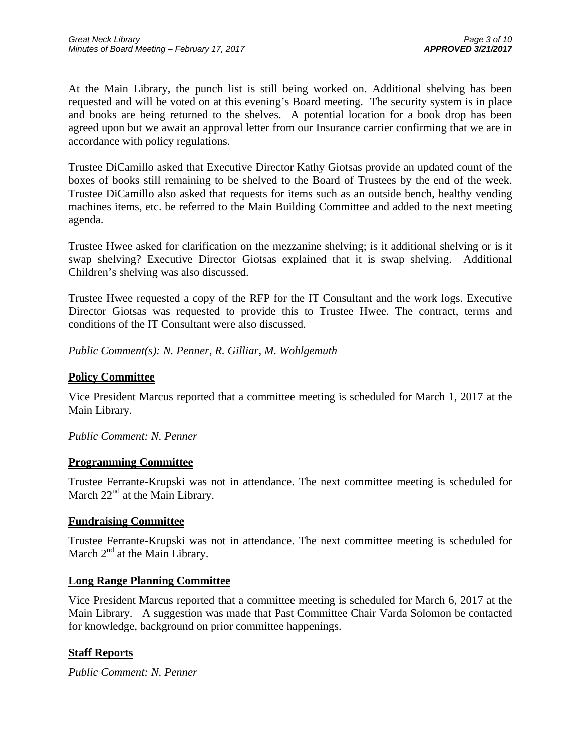At the Main Library, the punch list is still being worked on. Additional shelving has been requested and will be voted on at this evening's Board meeting. The security system is in place and books are being returned to the shelves. A potential location for a book drop has been agreed upon but we await an approval letter from our Insurance carrier confirming that we are in accordance with policy regulations.

Trustee DiCamillo asked that Executive Director Kathy Giotsas provide an updated count of the boxes of books still remaining to be shelved to the Board of Trustees by the end of the week. Trustee DiCamillo also asked that requests for items such as an outside bench, healthy vending machines items, etc. be referred to the Main Building Committee and added to the next meeting agenda.

Trustee Hwee asked for clarification on the mezzanine shelving; is it additional shelving or is it swap shelving? Executive Director Giotsas explained that it is swap shelving. Additional Children's shelving was also discussed.

Trustee Hwee requested a copy of the RFP for the IT Consultant and the work logs. Executive Director Giotsas was requested to provide this to Trustee Hwee. The contract, terms and conditions of the IT Consultant were also discussed.

*Public Comment(s): N. Penner, R. Gilliar, M. Wohlgemuth*

## Policy Committee

Vice President Marcus reported that a committee meeting is scheduled for March 1, 2017 at the Main Library.

*Public Comment: N. Penner*

## Programming Committee

Trustee Ferrante-Krupski was not in attendance. The next committee meeting is scheduled for March 22nd at the Main Library.

## Fundraising Committee

Trustee Ferrante-Krupski was not in attendance. The next committee meeting is scheduled for March 2nd at the Main Library.

## Long Range Planning Committee

Vice President Marcus reported that a committee meeting is scheduled for March 6, 2017 at the Main Library. A suggestion was made that Past Committee Chair Varda Solomon be contacted for knowledge, background on prior committee happenings.

## Staff Reports

*Public Comment: N. Penner*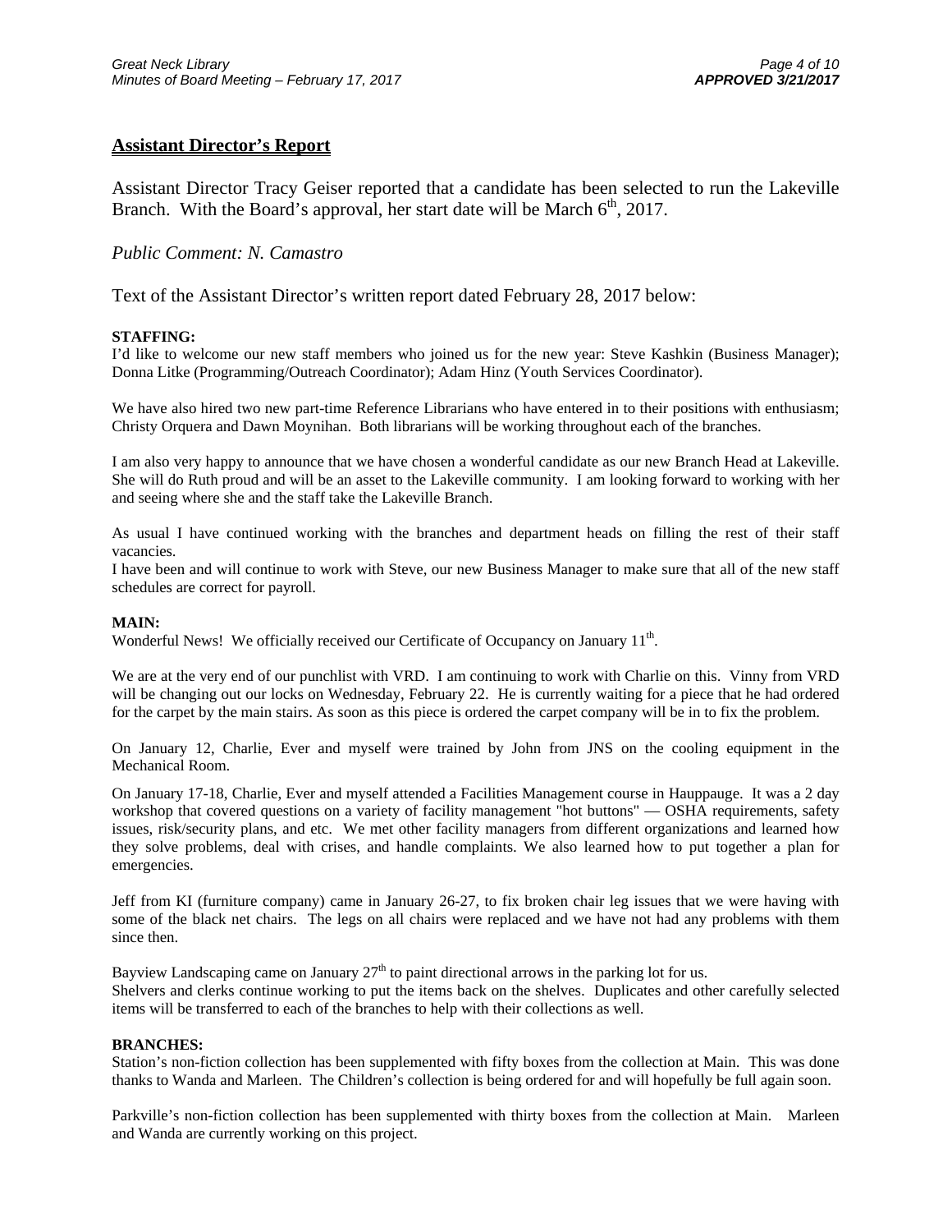## Assistant Director's Report

Assistant Director Tracy Geiser reported that a candidate has been selected to run the Lakeville Branch. With the Board's approval, her start date will be March 6th, 2017.

*Public Comment: N. Camastro*

Text of the Assistant Director's written report dated February 28, 2017 below:

**STAFFING:**

I'd like to welcome our new staff members who joined us for the new year: Steve Kashkin (Business Manager); Donna Litke (Programming/Outreach Coordinator); Adam Hinz (Youth Services Coordinator).

We have also hired two new part-time Reference Librarians who have entered in to their positions with enthusiasm; Christy Orquera and Dawn Moynihan. Both librarians will be working throughout each of the branches.

I am also very happy to announce that we have chosen a wonderful candidate as our new Branch Head at Lakeville. She will do Ruth proud and will be an asset to the Lakeville community. I am looking forward to working with her and seeing where she and the staff take the Lakeville Branch.

As usual I have continued working with the branches and department heads on filling the rest of their staff vacancies.

I have been and will continue to work with Steve, our new Business Manager to make sure that all of the new staff schedules are correct for payroll.

**MAIN:**

Wonderful News! We officially received our Certificate of Occupancy on January 11th.

We are at the very end of our punchlist with VRD. I am continuing to work with Charlie on this. Vinny from VRD will be changing out our locks on Wednesday, February 22. He is currently waiting for a piece that he had ordered for the carpet by the main stairs. As soon as this piece is ordered the carpet company will be in to fix the problem.

On January 12, Charlie, Ever and myself were trained by John from JNS on the cooling equipment in the Mechanical Room.

On January 17-18, Charlie, Ever and myself attended a Facilities Management course in Hauppauge. It was a 2 day workshop that covered questions on a variety of facility management "hot buttons" — OSHA requirements, safety issues, risk/security plans, and etc. We met other facility managers from different organizations and learned how they solve problems, deal with crises, and handle complaints. We also learned how to put together a plan for emergencies.

Jeff from KI (furniture company) came in January 26-27, to fix broken chair leg issues that we were having with some of the black net chairs. The legs on all chairs were replaced and we have not had any problems with them since then.

Bayview Landscaping came on January 27th to paint directional arrows in the parking lot for us.

Shelvers and clerks continue working to put the items back on the shelves. Duplicates and other carefully selected items will be transferred to each of the branches to help with their collections as well.

**BRANCHES:**

Station's non-fiction collection has been supplemented with fifty boxes from the collection at Main. This was done thanks to Wanda and Marleen. The Children's collection is being ordered for and will hopefully be full again soon.

Parkville's non-fiction collection has been supplemented with thirty boxes from the collection at Main. Marleen and Wanda are currently working on this project.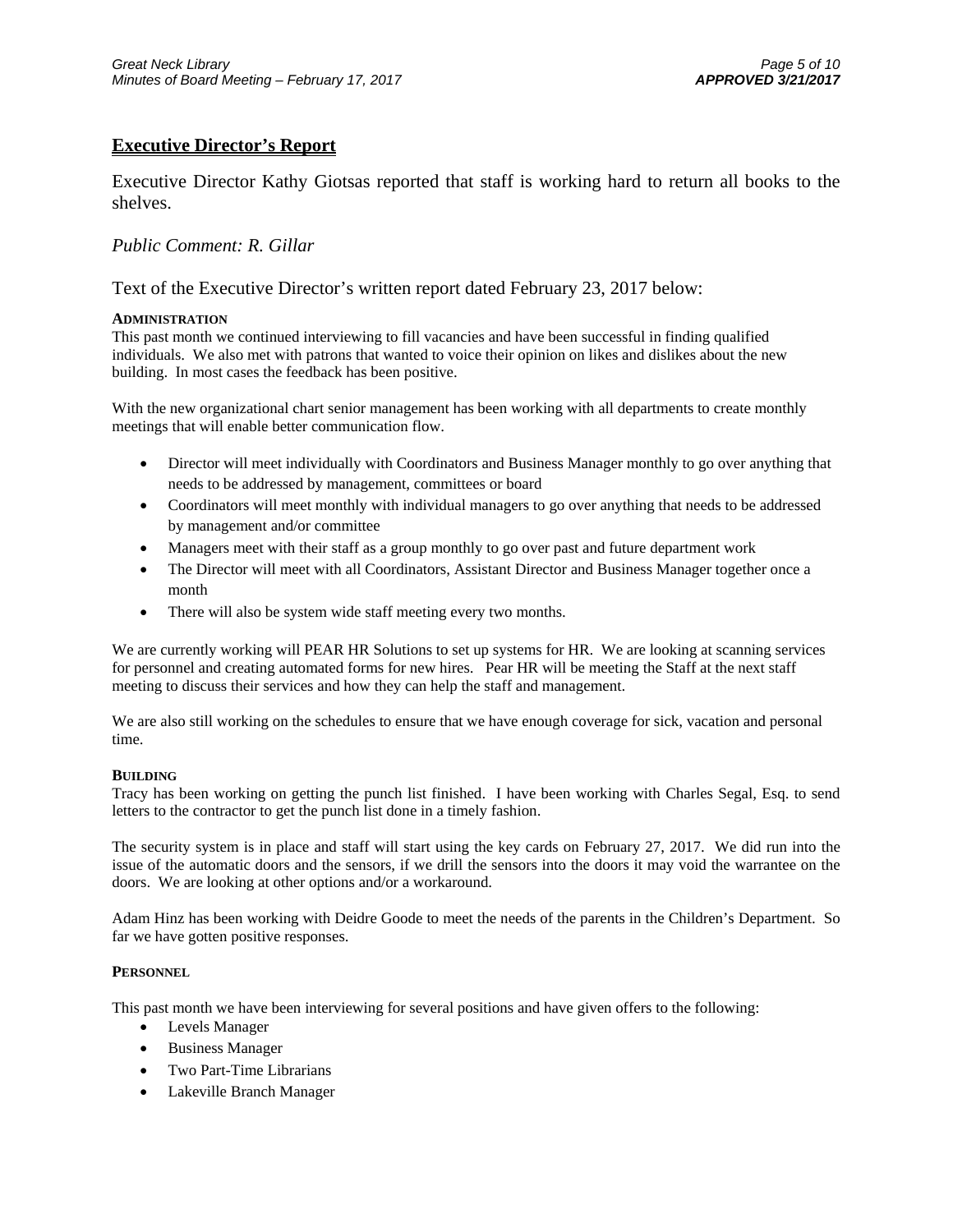## Executive Director's Report

Executive Director Kathy Giotsas reported that staff is working hard to return all books to the shelves.

*Public Comment: R. Gillar*

Text of the Executive Director's written report dated February 23, 2017 below:

**ADMINISTRATION**

This past month we continued interviewing to fill vacancies and have been successful in finding qualified individuals. We also met with patrons that wanted to voice their opinion on likes and dislikes about the new building. In most cases the feedback has been positive.

With the new organizational chart senior management has been working with all departments to create monthly meetings that will enable better communication flow.

- Director will meet individually with Coordinators and Business Manager monthly to go over anything that needs to be addressed by management, committees or board
- Coordinators will meet monthly with individual managers to go over anything that needs to be addressed by management and/or committee
- Managers meet with their staff as a group monthly to go over past and future department work
- The Director will meet with all Coordinators, Assistant Director and Business Manager together once a month
- There will also be system wide staff meeting every two months.

We are currently working will PEAR HR Solutions to set up systems for HR. We are looking at scanning services for personnel and creating automated forms for new hires. Pear HR will be meeting the Staff at the next staff meeting to discuss their services and how they can help the staff and management.

We are also still working on the schedules to ensure that we have enough coverage for sick, vacation and personal time.

**BUILDING**

Tracy has been working on getting the punch list finished. I have been working with Charles Segal, Esq. to send letters to the contractor to get the punch list done in a timely fashion.

The security system is in place and staff will start using the key cards on February 27, 2017. We did run into the issue of the automatic doors and the sensors, if we drill the sensors into the doors it may void the warrantee on the doors. We are looking at other options and/or a workaround.

Adam Hinz has been working with Deidre Goode to meet the needs of the parents in the Children's Department. So far we have gotten positive responses.

**PERSONNEL**

This past month we have been interviewing for several positions and have given offers to the following:

- Levels Manager
- Business Manager
- Two Part-Time Librarians
- Lakeville Branch Manager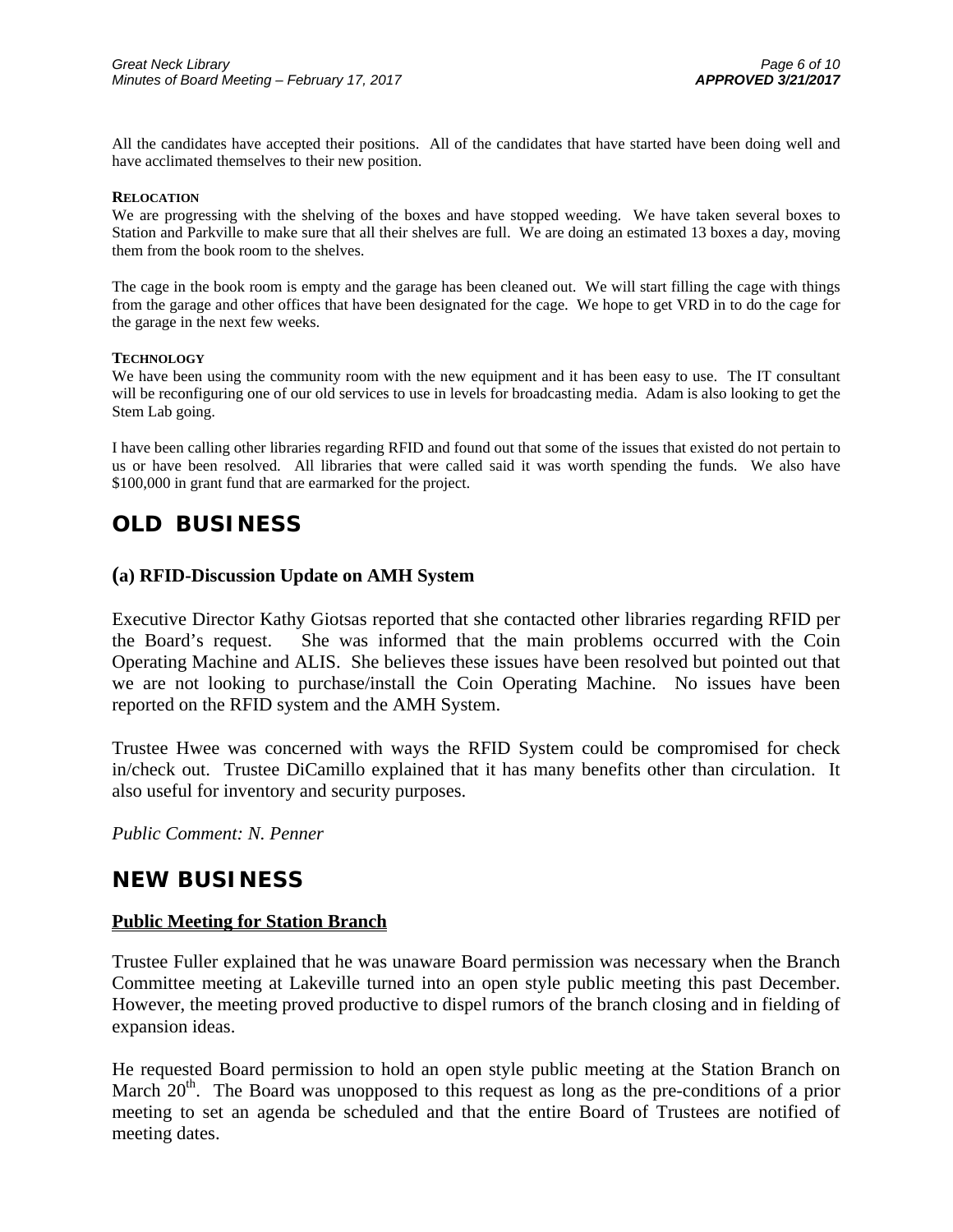All the candidates have accepted their positions. All of the candidates that have started have been doing well and have acclimated themselves to their new position.

**RELOCATION**

We are progressing with the shelving of the boxes and have stopped weeding. We have taken several boxes to Station and Parkville to make sure that all their shelves are full. We are doing an estimated 13 boxes a day, moving them from the book room to the shelves.

The cage in the book room is empty and the garage has been cleaned out. We will start filling the cage with things from the garage and other offices that have been designated for the cage. We hope to get VRD in to do the cage for the garage in the next few weeks.

**TECHNOLOGY**

We have been using the community room with the new equipment and it has been easy to use. The IT consultant will be reconfiguring one of our old services to use in levels for broadcasting media. Adam is also looking to get the Stem Lab going.

I have been calling other libraries regarding RFID and found out that some of the issues that existed do not pertain to us or have been resolved. All libraries that were called said it was worth spending the funds. We also have $100,000 in grant fund that are earmarked for the project.

## OLD BUSINESS

### (a) RFID-Discussion Update on AMH System

Executive Director Kathy Giotsas reported that she contacted other libraries regarding RFID per the Board's request. She was informed that the main problems occurred with the Coin Operating Machine and ALIS. She believes these issues have been resolved but pointed out that we are not looking to purchase/install the Coin Operating Machine. No issues have been reported on the RFID system and the AMH System.

Trustee Hwee was concerned with ways the RFID System could be compromised for check in/check out. Trustee DiCamillo explained that it has many benefits other than circulation. It also useful for inventory and security purposes.

*Public Comment: N. Penner*

## NEW BUSINESS

**Public Meeting for Station Branch**

Trustee Fuller explained that he was unaware Board permission was necessary when the Branch Committee meeting at Lakeville turned into an open style public meeting this past December. However, the meeting proved productive to dispel rumors of the branch closing and in fielding of expansion ideas.

He requested Board permission to hold an open style public meeting at the Station Branch on March 20th. The Board was unopposed to this request as long as the pre-conditions of a prior meeting to set an agenda be scheduled and that the entire Board of Trustees are notified of meeting dates.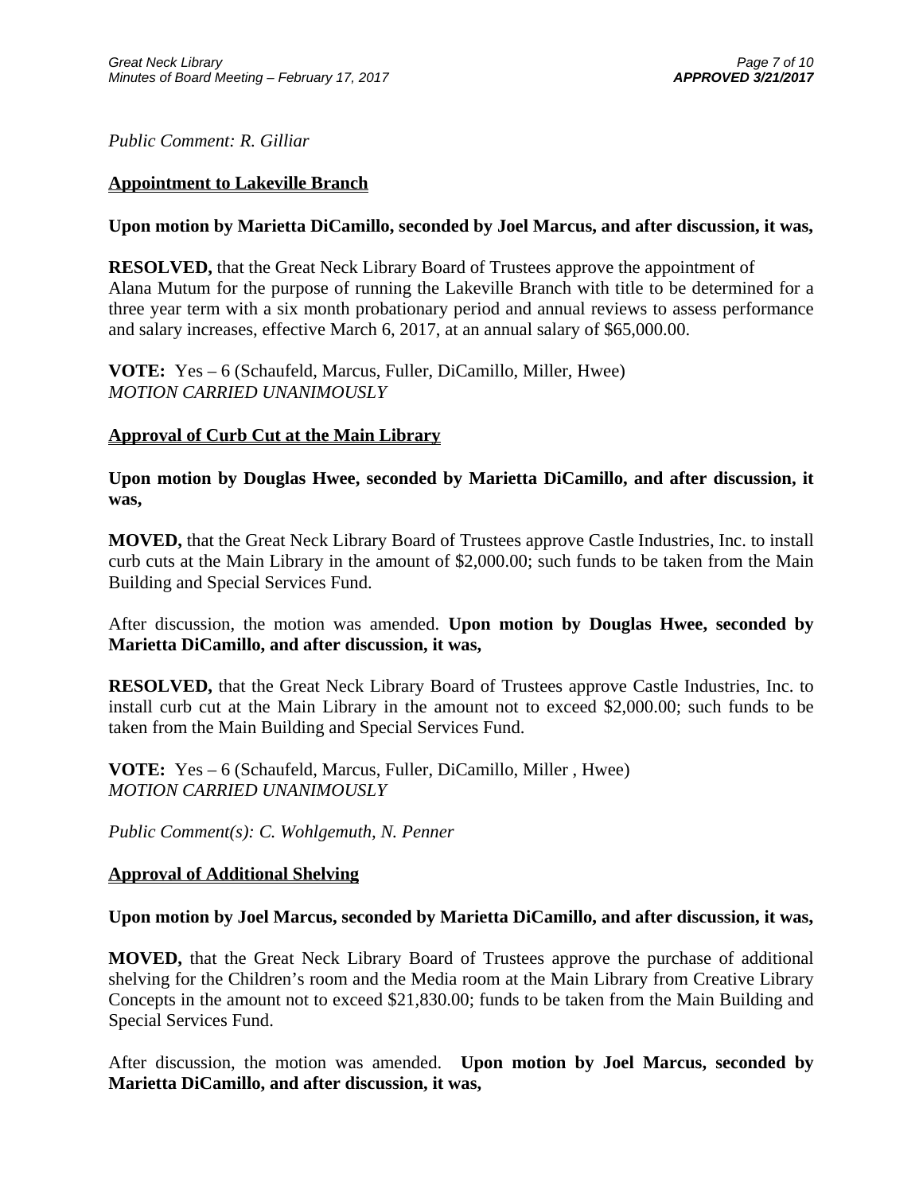*Public Comment: R. Gilliar*

**Appointment to Lakeville Branch**

**Upon motion by Marietta DiCamillo, seconded by Joel Marcus, and after discussion, it was,**

**RESOLVED,** that the Great Neck Library Board of Trustees approve the appointment of Alana Mutum for the purpose of running the Lakeville Branch with title to be determined for a three year term with a six month probationary period and annual reviews to assess performance and salary increases, effective March 6, 2017, at an annual salary of $65,000.00.

**VOTE:** Yes – 6 (Schaufeld, Marcus, Fuller, DiCamillo, Miller, Hwee)
*MOTION CARRIED UNANIMOUSLY*

**Approval of Curb Cut at the Main Library**

**Upon motion by Douglas Hwee, seconded by Marietta DiCamillo, and after discussion, it was,**

**MOVED,** that the Great Neck Library Board of Trustees approve Castle Industries, Inc. to install curb cuts at the Main Library in the amount of $2,000.00; such funds to be taken from the Main Building and Special Services Fund.

After discussion, the motion was amended. **Upon motion by Douglas Hwee, seconded by Marietta DiCamillo, and after discussion, it was,**

**RESOLVED,** that the Great Neck Library Board of Trustees approve Castle Industries, Inc. to install curb cut at the Main Library in the amount not to exceed $2,000.00; such funds to be taken from the Main Building and Special Services Fund.

**VOTE:** Yes – 6 (Schaufeld, Marcus, Fuller, DiCamillo, Miller , Hwee)
*MOTION CARRIED UNANIMOUSLY*

*Public Comment(s): C. Wohlgemuth, N. Penner*

**Approval of Additional Shelving**

**Upon motion by Joel Marcus, seconded by Marietta DiCamillo, and after discussion, it was,**

**MOVED,** that the Great Neck Library Board of Trustees approve the purchase of additional shelving for the Children's room and the Media room at the Main Library from Creative Library Concepts in the amount not to exceed $21,830.00; funds to be taken from the Main Building and Special Services Fund.

After discussion, the motion was amended. **Upon motion by Joel Marcus, seconded by Marietta DiCamillo, and after discussion, it was,**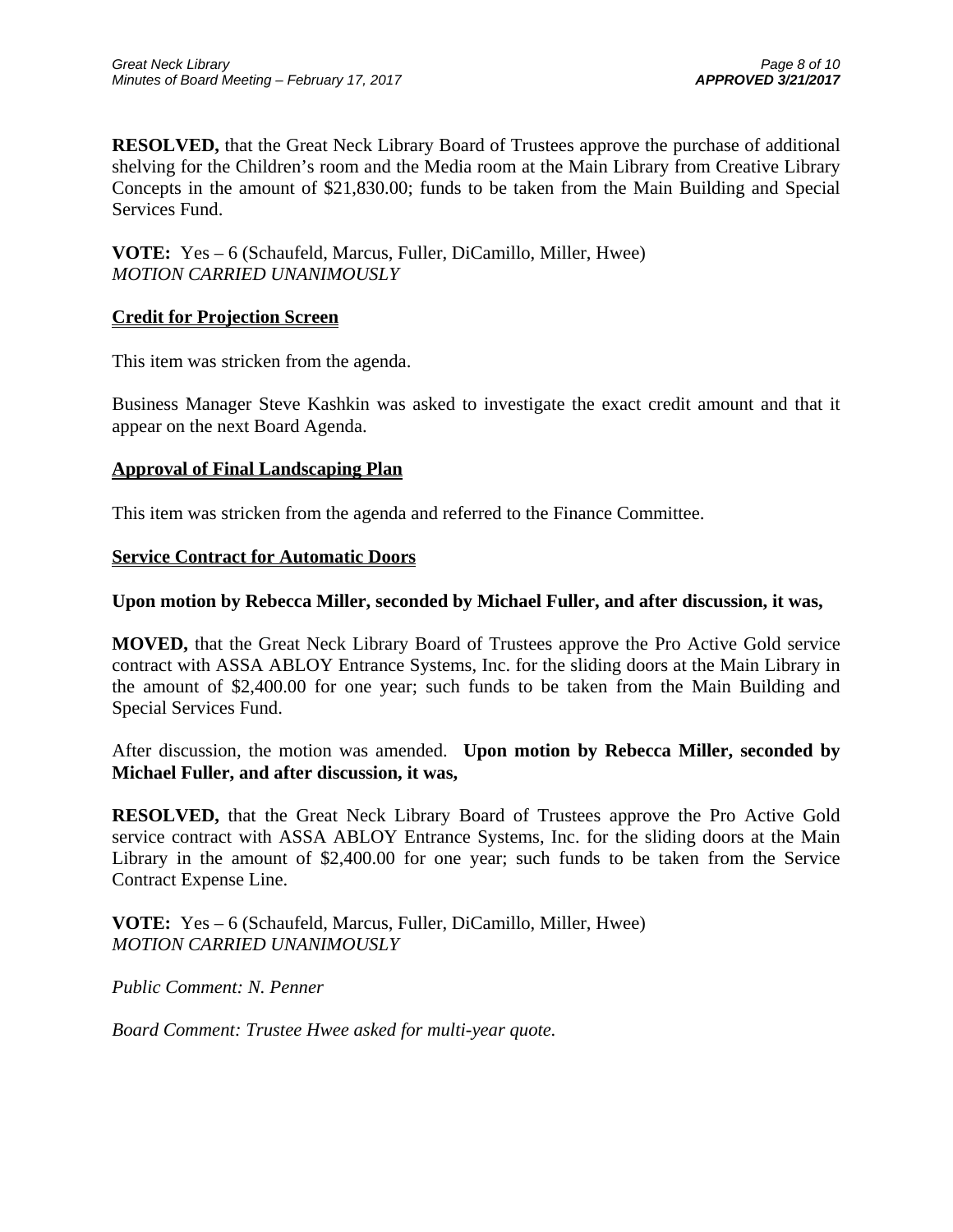**RESOLVED,** that the Great Neck Library Board of Trustees approve the purchase of additional shelving for the Children's room and the Media room at the Main Library from Creative Library Concepts in the amount of $21,830.00; funds to be taken from the Main Building and Special Services Fund.

**VOTE:** Yes – 6 (Schaufeld, Marcus, Fuller, DiCamillo, Miller, Hwee)
*MOTION CARRIED UNANIMOUSLY*

## Credit for Projection Screen

This item was stricken from the agenda.

Business Manager Steve Kashkin was asked to investigate the exact credit amount and that it appear on the next Board Agenda.

## Approval of Final Landscaping Plan

This item was stricken from the agenda and referred to the Finance Committee.

## Service Contract for Automatic Doors

**Upon motion by Rebecca Miller, seconded by Michael Fuller, and after discussion, it was,**

**MOVED,** that the Great Neck Library Board of Trustees approve the Pro Active Gold service contract with ASSA ABLOY Entrance Systems, Inc. for the sliding doors at the Main Library in the amount of $2,400.00 for one year; such funds to be taken from the Main Building and Special Services Fund.

After discussion, the motion was amended. **Upon motion by Rebecca Miller, seconded by Michael Fuller, and after discussion, it was,**

**RESOLVED,** that the Great Neck Library Board of Trustees approve the Pro Active Gold service contract with ASSA ABLOY Entrance Systems, Inc. for the sliding doors at the Main Library in the amount of $2,400.00 for one year; such funds to be taken from the Service Contract Expense Line.

**VOTE:** Yes – 6 (Schaufeld, Marcus, Fuller, DiCamillo, Miller, Hwee)
*MOTION CARRIED UNANIMOUSLY*

*Public Comment: N. Penner*

*Board Comment: Trustee Hwee asked for multi-year quote.*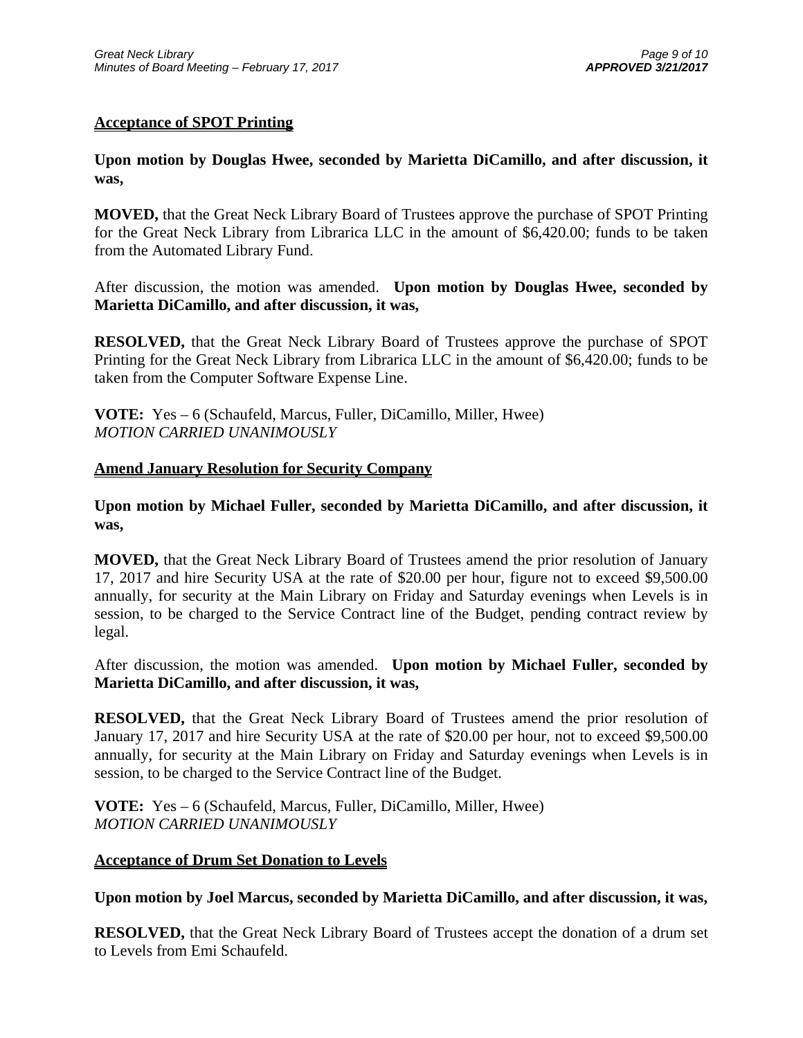**Acceptance of SPOT Printing**

**Upon motion by Douglas Hwee, seconded by Marietta DiCamillo, and after discussion, it was,**

**MOVED,** that the Great Neck Library Board of Trustees approve the purchase of SPOT Printing for the Great Neck Library from Librarica LLC in the amount of $6,420.00; funds to be taken from the Automated Library Fund.

After discussion, the motion was amended. **Upon motion by Douglas Hwee, seconded by Marietta DiCamillo, and after discussion, it was,**

**RESOLVED,** that the Great Neck Library Board of Trustees approve the purchase of SPOT Printing for the Great Neck Library from Librarica LLC in the amount of $6,420.00; funds to be taken from the Computer Software Expense Line.

**VOTE:** Yes – 6 (Schaufeld, Marcus, Fuller, DiCamillo, Miller, Hwee)
*MOTION CARRIED UNANIMOUSLY*

**Amend January Resolution for Security Company**

**Upon motion by Michael Fuller, seconded by Marietta DiCamillo, and after discussion, it was,**

**MOVED,** that the Great Neck Library Board of Trustees amend the prior resolution of January 17, 2017 and hire Security USA at the rate of $20.00 per hour, figure not to exceed $9,500.00 annually, for security at the Main Library on Friday and Saturday evenings when Levels is in session, to be charged to the Service Contract line of the Budget, pending contract review by legal.

After discussion, the motion was amended. **Upon motion by Michael Fuller, seconded by Marietta DiCamillo, and after discussion, it was,**

**RESOLVED,** that the Great Neck Library Board of Trustees amend the prior resolution of January 17, 2017 and hire Security USA at the rate of $20.00 per hour, not to exceed $9,500.00 annually, for security at the Main Library on Friday and Saturday evenings when Levels is in session, to be charged to the Service Contract line of the Budget.

**VOTE:** Yes – 6 (Schaufeld, Marcus, Fuller, DiCamillo, Miller, Hwee)
*MOTION CARRIED UNANIMOUSLY*

**Acceptance of Drum Set Donation to Levels**

**Upon motion by Joel Marcus, seconded by Marietta DiCamillo, and after discussion, it was,**

**RESOLVED,** that the Great Neck Library Board of Trustees accept the donation of a drum set to Levels from Emi Schaufeld.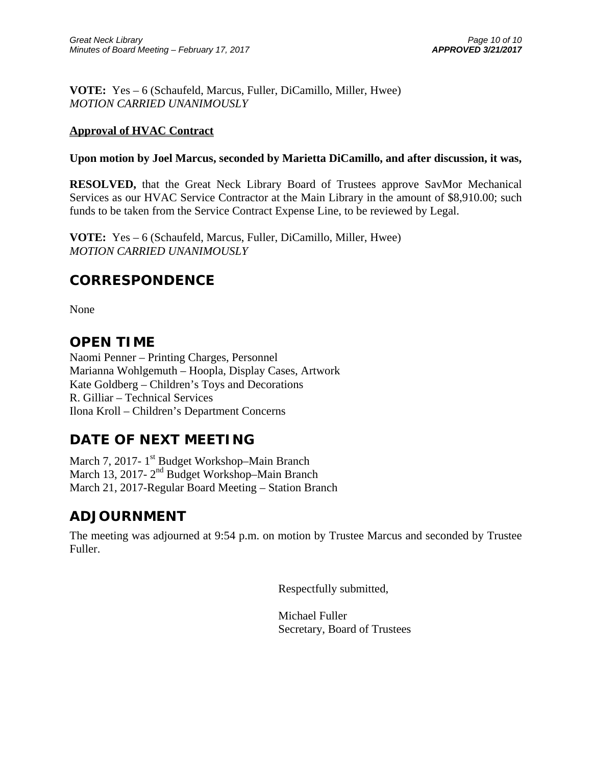**VOTE:** Yes – 6 (Schaufeld, Marcus, Fuller, DiCamillo, Miller, Hwee)
*MOTION CARRIED UNANIMOUSLY*

**Approval of HVAC Contract**

**Upon motion by Joel Marcus, seconded by Marietta DiCamillo, and after discussion, it was,**

**RESOLVED,** that the Great Neck Library Board of Trustees approve SavMor Mechanical Services as our HVAC Service Contractor at the Main Library in the amount of $8,910.00; such funds to be taken from the Service Contract Expense Line, to be reviewed by Legal.

**VOTE:** Yes – 6 (Schaufeld, Marcus, Fuller, DiCamillo, Miller, Hwee)
*MOTION CARRIED UNANIMOUSLY*

## CORRESPONDENCE

None

## OPEN TIME

Naomi Penner – Printing Charges, Personnel
Marianna Wohlgemuth – Hoopla, Display Cases, Artwork
Kate Goldberg – Children's Toys and Decorations
R. Gilliar – Technical Services
Ilona Kroll – Children's Department Concerns

## DATE OF NEXT MEETING

March 7, 2017- 1st Budget Workshop–Main Branch
March 13, 2017- 2nd Budget Workshop–Main Branch
March 21, 2017-Regular Board Meeting – Station Branch

## ADJOURNMENT

The meeting was adjourned at 9:54 p.m. on motion by Trustee Marcus and seconded by Trustee Fuller.

Respectfully submitted,

Michael Fuller
Secretary, Board of Trustees